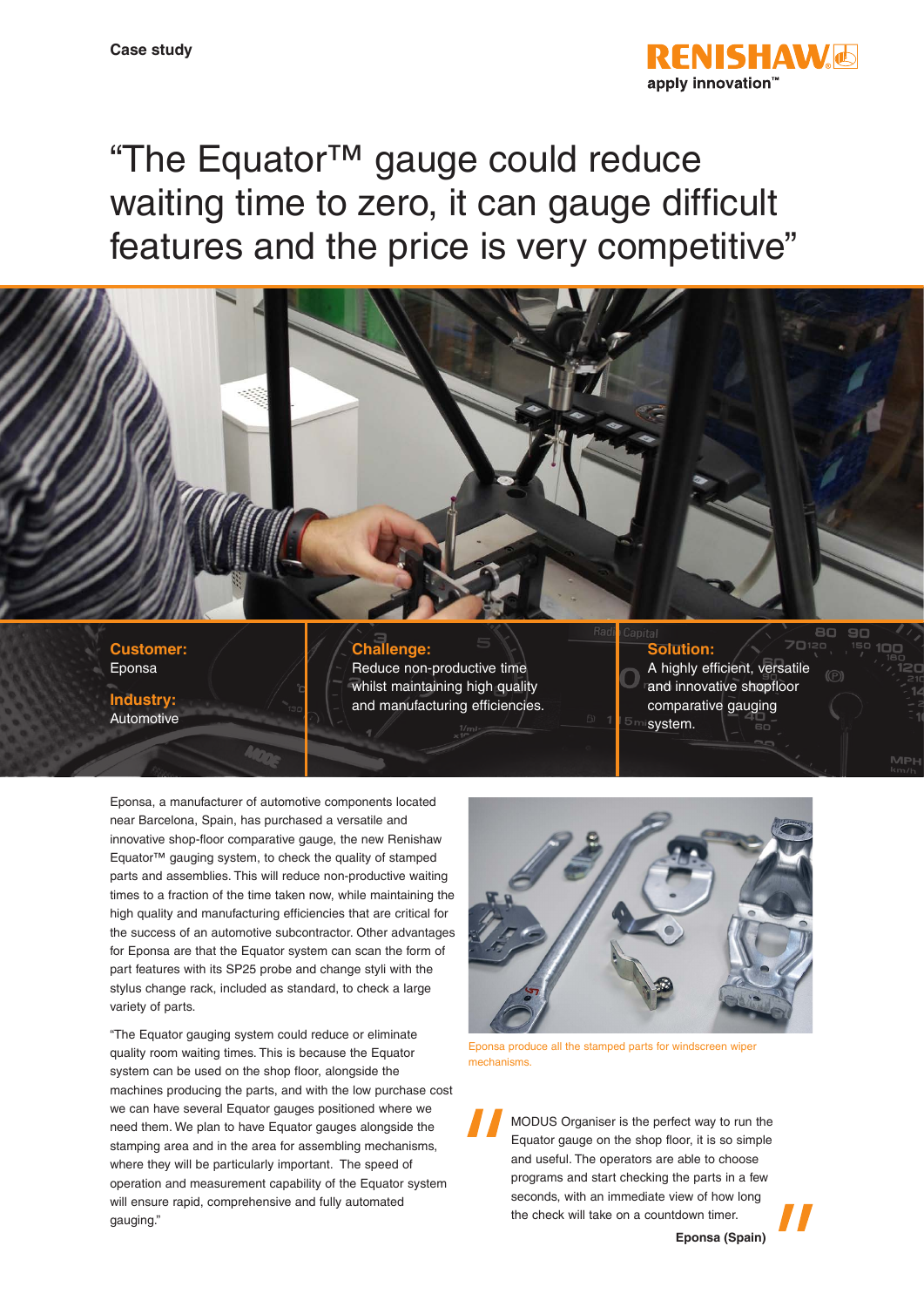Case study

RENISHAW
apply innovation™

# "The Equator™ gauge could reduce waiting time to zero, it can gauge difficult features and the price is very competitive"

**Customer:**
Eponsa

**Industry:**
Automotive

**Challenge:**
Reduce non-productive time whilst maintaining high quality and manufacturing efficiencies.

**Solution:**
A highly efficient, versatile and innovative shopfloor comparative gauging system.

Eponsa, a manufacturer of automotive components located near Barcelona, Spain, has purchased a versatile and innovative shop-floor comparative gauge, the new Renishaw Equator™ gauging system, to check the quality of stamped parts and assemblies. This will reduce non-productive waiting times to a fraction of the time taken now, while maintaining the high quality and manufacturing efficiencies that are critical for the success of an automotive subcontractor. Other advantages for Eponsa are that the Equator system can scan the form of part features with its SP25 probe and change styli with the stylus change rack, included as standard, to check a large variety of parts.

"The Equator gauging system could reduce or eliminate quality room waiting times. This is because the Equator system can be used on the shop floor, alongside the machines producing the parts, and with the low purchase cost we can have several Equator gauges positioned where we need them. We plan to have Equator gauges alongside the stamping area and in the area for assembling mechanisms, where they will be particularly important. The speed of operation and measurement capability of the Equator system will ensure rapid, comprehensive and fully automated gauging."

Eponsa produce all the stamped parts for windscreen wiper mechanisms.

> "MODUS Organiser is the perfect way to run the Equator gauge on the shop floor, it is so simple and useful. The operators are able to choose programs and start checking the parts in a few seconds, with an immediate view of how long the check will take on a countdown timer."
>
> **Eponsa (Spain)**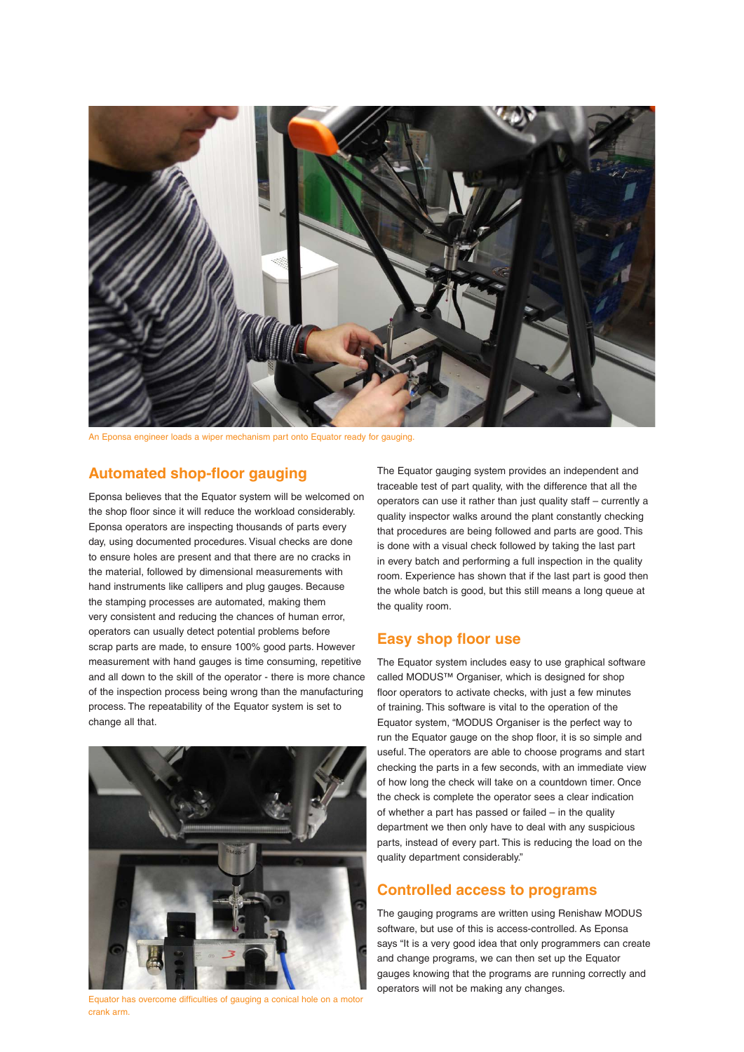An Eponsa engineer loads a wiper mechanism part onto Equator ready for gauging.

## Automated shop-floor gauging

Eponsa believes that the Equator system will be welcomed on the shop floor since it will reduce the workload considerably. Eponsa operators are inspecting thousands of parts every day, using documented procedures. Visual checks are done to ensure holes are present and that there are no cracks in the material, followed by dimensional measurements with hand instruments like callipers and plug gauges. Because the stamping processes are automated, making them very consistent and reducing the chances of human error, operators can usually detect potential problems before scrap parts are made, to ensure 100% good parts. However measurement with hand gauges is time consuming, repetitive and all down to the skill of the operator - there is more chance of the inspection process being wrong than the manufacturing process. The repeatability of the Equator system is set to change all that.

Equator has overcome difficulties of gauging a conical hole on a motor crank arm.

The Equator gauging system provides an independent and traceable test of part quality, with the difference that all the operators can use it rather than just quality staff – currently a quality inspector walks around the plant constantly checking that procedures are being followed and parts are good. This is done with a visual check followed by taking the last part in every batch and performing a full inspection in the quality room. Experience has shown that if the last part is good then the whole batch is good, but this still means a long queue at the quality room.

## Easy shop floor use

The Equator system includes easy to use graphical software called MODUS™ Organiser, which is designed for shop floor operators to activate checks, with just a few minutes of training. This software is vital to the operation of the Equator system, "MODUS Organiser is the perfect way to run the Equator gauge on the shop floor, it is so simple and useful. The operators are able to choose programs and start checking the parts in a few seconds, with an immediate view of how long the check will take on a countdown timer. Once the check is complete the operator sees a clear indication of whether a part has passed or failed – in the quality department we then only have to deal with any suspicious parts, instead of every part. This is reducing the load on the quality department considerably."

## Controlled access to programs

The gauging programs are written using Renishaw MODUS software, but use of this is access-controlled. As Eponsa says "It is a very good idea that only programmers can create and change programs, we can then set up the Equator gauges knowing that the programs are running correctly and operators will not be making any changes.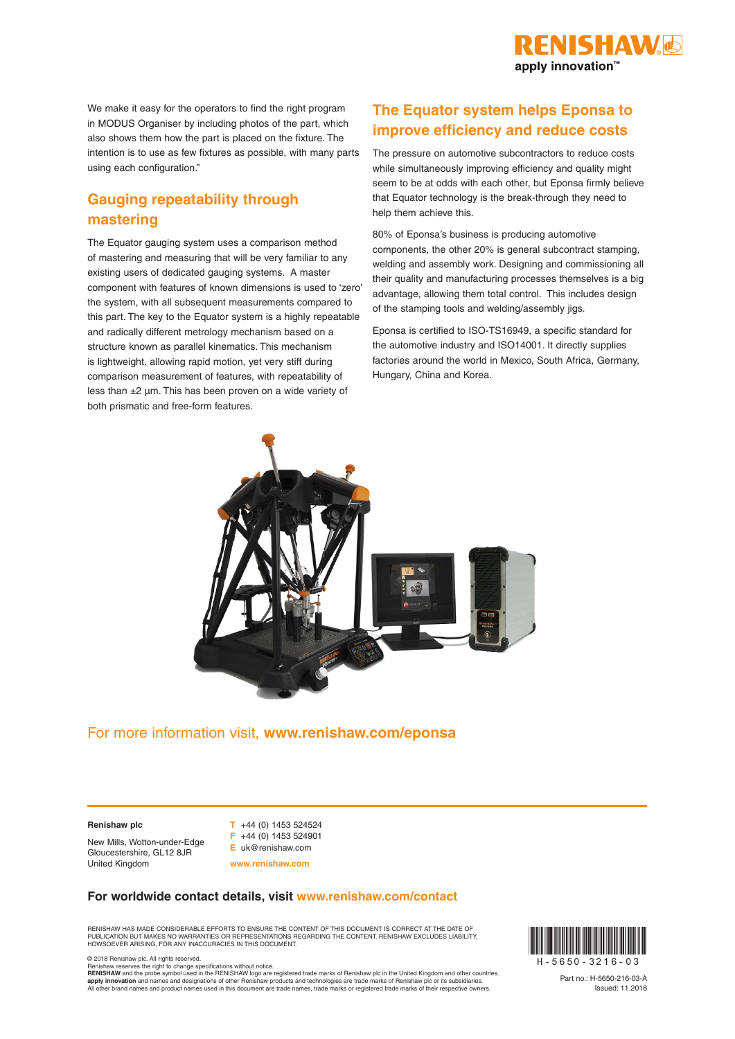We make it easy for the operators to find the right program in MODUS Organiser by including photos of the part, which also shows them how the part is placed on the fixture. The intention is to use as few fixtures as possible, with many parts using each configuration."

## Gauging repeatability through mastering

The Equator gauging system uses a comparison method of mastering and measuring that will be very familiar to any existing users of dedicated gauging systems. A master component with features of known dimensions is used to 'zero' the system, with all subsequent measurements compared to this part. The key to the Equator system is a highly repeatable and radically different metrology mechanism based on a structure known as parallel kinematics. This mechanism is lightweight, allowing rapid motion, yet very stiff during comparison measurement of features, with repeatability of less than ±2 µm. This has been proven on a wide variety of both prismatic and free-form features.

## The Equator system helps Eponsa to improve efficiency and reduce costs

The pressure on automotive subcontractors to reduce costs while simultaneously improving efficiency and quality might seem to be at odds with each other, but Eponsa firmly believe that Equator technology is the break-through they need to help them achieve this.

80% of Eponsa's business is producing automotive components, the other 20% is general subcontract stamping, welding and assembly work. Designing and commissioning all their quality and manufacturing processes themselves is a big advantage, allowing them total control. This includes design of the stamping tools and welding/assembly jigs.

Eponsa is certified to ISO-TS16949, a specific standard for the automotive industry and ISO14001. It directly supplies factories around the world in Mexico, South Africa, Germany, Hungary, China and Korea.

For more information visit, **www.renishaw.com/eponsa**

**Renishaw plc**

New Mills, Wotton-under-Edge
Gloucestershire, GL12 8JR
United Kingdom

**T** +44 (0) 1453 524524
**F** +44 (0) 1453 524901
**E** uk@renishaw.com

**www.renishaw.com**

**For worldwide contact details, visit www.renishaw.com/contact**

RENISHAW HAS MADE CONSIDERABLE EFFORTS TO ENSURE THE CONTENT OF THIS DOCUMENT IS CORRECT AT THE DATE OF PUBLICATION BUT MAKES NO WARRANTIES OR REPRESENTATIONS REGARDING THE CONTENT. RENISHAW EXCLUDES LIABILITY, HOWSOEVER ARISING, FOR ANY INACCURACIES IN THIS DOCUMENT.

© 2018 Renishaw plc. All rights reserved.
Renishaw reserves the right to change specifications without notice.
**RENISHAW** and the probe symbol used in the RENISHAW logo are registered trade marks of Renishaw plc in the United Kingdom and other countries. **apply innovation** and names and designations of other Renishaw products and technologies are trade marks of Renishaw plc or its subsidiaries.
All other brand names and product names used in this document are trade names, trade marks or registered trade marks of their respective owners.

H-5650-3216-03

Part no.: H-5650-216-03-A
Issued: 11.2018